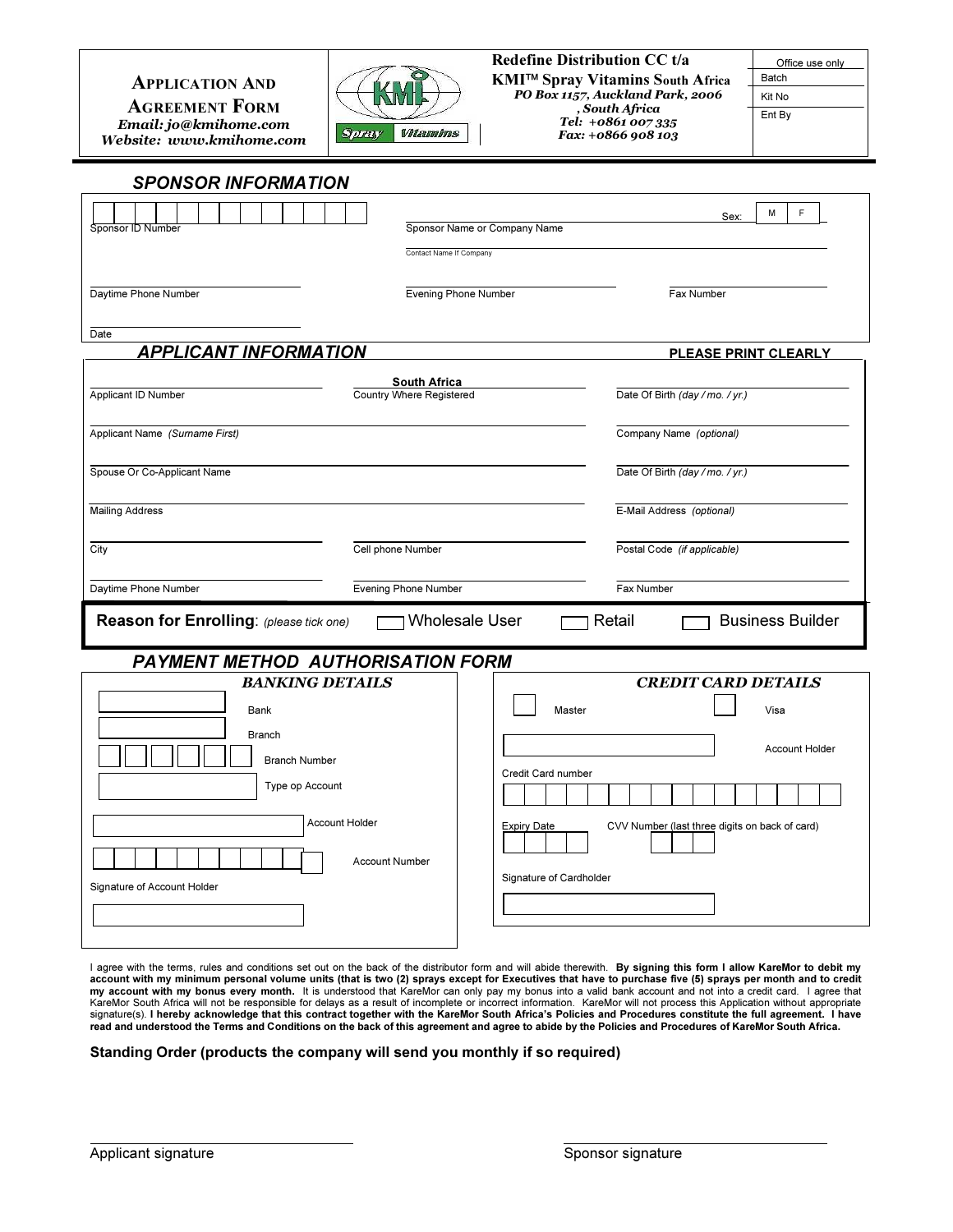| **APPLICATION AND AGREEMENT FORM** *Email: jo@kmihome.com* *Website: www.kmihome.com* | KMI Spray Vitamins | **Redefine Distribution CC t/a KMI™ Spray Vitamins South Africa** *PO Box 1157, Auckland Park, 2006 , South Africa* *Tel: +0861 007 335* *Fax: +0866 908 103* | Office use only<br>Batch<br>Kit No<br>Ent By |
|---|---|---|---|

## SPONSOR INFORMATION

Sponsor ID Number

Sponsor Name or Company Name

Sex: M F

Contact Name If Company

Daytime Phone Number

Evening Phone Number

Fax Number

Date

## APPLICANT INFORMATION

**PLEASE PRINT CLEARLY**

Applicant ID Number

**South Africa**
Country Where Registered

Date Of Birth *(day / mo. / yr.)*

Applicant Name *(Surname First)*

Company Name *(optional)*

Spouse Or Co-Applicant Name

Date Of Birth *(day / mo. / yr.)*

Mailing Address

E-Mail Address *(optional)*

City

Cell phone Number

Postal Code *(if applicable)*

Daytime Phone Number

Evening Phone Number

Fax Number

**Reason for Enrolling**: *(please tick one)* ☐ Wholesale User ☐ Retail ☐ Business Builder

## PAYMENT METHOD AUTHORISATION FORM

### BANKING DETAILS

Bank

Branch

Branch Number

Type op Account

Account Holder

Account Number

Signature of Account Holder

### CREDIT CARD DETAILS

☐ Master ☐ Visa

Account Holder

Credit Card number

Expiry Date

CVV Number (last three digits on back of card)

Signature of Cardholder

I agree with the terms, rules and conditions set out on the back of the distributor form and will abide therewith. **By signing this form I allow KareMor to debit my account with my minimum personal volume units (that is two (2) sprays except for Executives that have to purchase five (5) sprays per month and to credit my account with my bonus every month.** It is understood that KareMor can only pay my bonus into a valid bank account and not into a credit card. I agree that KareMor South Africa will not be responsible for delays as a result of incomplete or incorrect information. KareMor will not process this Application without appropriate signature(s). **I hereby acknowledge that this contract together with the KareMor South Africa's Policies and Procedures constitute the full agreement. I have read and understood the Terms and Conditions on the back of this agreement and agree to abide by the Policies and Procedures of KareMor South Africa.**

**Standing Order (products the company will send you monthly if so required)**

Applicant signature

Sponsor signature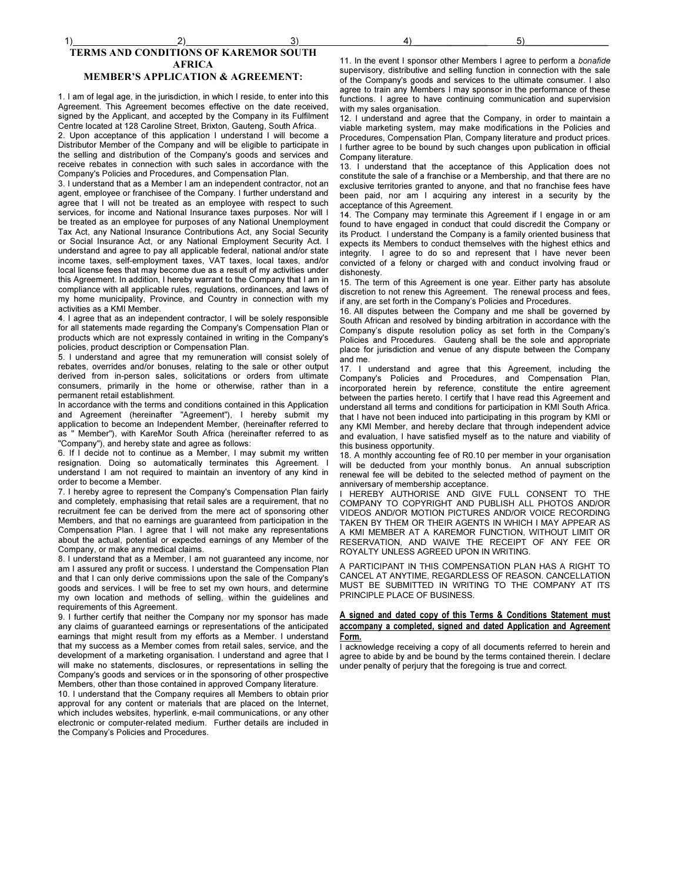1)____________________2)____________________3)____________________4)______________5)________________

# TERMS AND CONDITIONS OF KAREMOR SOUTH AFRICA

## MEMBER'S APPLICATION & AGREEMENT:

1. I am of legal age, in the jurisdiction, in which I reside, to enter into this Agreement. This Agreement becomes effective on the date received, signed by the Applicant, and accepted by the Company in its Fulfilment Centre located at 128 Caroline Street, Brixton, Gauteng, South Africa.

2. Upon acceptance of this application I understand I will become a Distributor Member of the Company and will be eligible to participate in the selling and distribution of the Company's goods and services and receive rebates in connection with such sales in accordance with the Company's Policies and Procedures, and Compensation Plan.

3. I understand that as a Member I am an independent contractor, not an agent, employee or franchisee of the Company. I further understand and agree that I will not be treated as an employee with respect to such services, for income and National Insurance taxes purposes. Nor will I be treated as an employee for purposes of any National Unemployment Tax Act, any National Insurance Contributions Act, any Social Security or Social Insurance Act, or any National Employment Security Act. I understand and agree to pay all applicable federal, national and/or state income taxes, self-employment taxes, VAT taxes, local taxes, and/or local license fees that may become due as a result of my activities under this Agreement. In addition, I hereby warrant to the Company that I am in compliance with all applicable rules, regulations, ordinances, and laws of my home municipality, Province, and Country in connection with my activities as a KMI Member.

4. I agree that as an independent contractor, I will be solely responsible for all statements made regarding the Company's Compensation Plan or products which are not expressly contained in writing in the Company's policies, product description or Compensation Plan.

5. I understand and agree that my remuneration will consist solely of rebates, overrides and/or bonuses, relating to the sale or other output derived from in-person sales, solicitations or orders from ultimate consumers, primarily in the home or otherwise, rather than in a permanent retail establishment.

In accordance with the terms and conditions contained in this Application and Agreement (hereinafter "Agreement"), I hereby submit my application to become an Independent Member, (hereinafter referred to as " Member"), with KareMor South Africa (hereinafter referred to as "Company"), and hereby state and agree as follows:

6. If I decide not to continue as a Member, I may submit my written resignation. Doing so automatically terminates this Agreement. I understand I am not required to maintain an inventory of any kind in order to become a Member.

7. I hereby agree to represent the Company's Compensation Plan fairly and completely, emphasising that retail sales are a requirement, that no recruitment fee can be derived from the mere act of sponsoring other Members, and that no earnings are guaranteed from participation in the Compensation Plan. I agree that I will not make any representations about the actual, potential or expected earnings of any Member of the Company, or make any medical claims.

8. I understand that as a Member, I am not guaranteed any income, nor am I assured any profit or success. I understand the Compensation Plan and that I can only derive commissions upon the sale of the Company's goods and services. I will be free to set my own hours, and determine my own location and methods of selling, within the guidelines and requirements of this Agreement.

9. I further certify that neither the Company nor my sponsor has made any claims of guaranteed earnings or representations of the anticipated earnings that might result from my efforts as a Member. I understand that my success as a Member comes from retail sales, service, and the development of a marketing organisation. I understand and agree that I will make no statements, disclosures, or representations in selling the Company's goods and services or in the sponsoring of other prospective Members, other than those contained in approved Company literature.

10. I understand that the Company requires all Members to obtain prior approval for any content or materials that are placed on the Internet, which includes websites, hyperlink, e-mail communications, or any other electronic or computer-related medium. Further details are included in the Company's Policies and Procedures.

11. In the event I sponsor other Members I agree to perform a *bonafide* supervisory, distributive and selling function in connection with the sale of the Company's goods and services to the ultimate consumer. I also agree to train any Members I may sponsor in the performance of these functions. I agree to have continuing communication and supervision with my sales organisation.

12. I understand and agree that the Company, in order to maintain a viable marketing system, may make modifications in the Policies and Procedures, Compensation Plan, Company literature and product prices. I further agree to be bound by such changes upon publication in official Company literature.

13. I understand that the acceptance of this Application does not constitute the sale of a franchise or a Membership, and that there are no exclusive territories granted to anyone, and that no franchise fees have been paid, nor am I acquiring any interest in a security by the acceptance of this Agreement.

14. The Company may terminate this Agreement if I engage in or am found to have engaged in conduct that could discredit the Company or its Product. I understand the Company is a family oriented business that expects its Members to conduct themselves with the highest ethics and integrity. I agree to do so and represent that I have never been convicted of a felony or charged with and conduct involving fraud or dishonesty.

15. The term of this Agreement is one year. Either party has absolute discretion to not renew this Agreement. The renewal process and fees, if any, are set forth in the Company's Policies and Procedures.

16. All disputes between the Company and me shall be governed by South African and resolved by binding arbitration in accordance with the Company's dispute resolution policy as set forth in the Company's Policies and Procedures. Gauteng shall be the sole and appropriate place for jurisdiction and venue of any dispute between the Company and me.

17. I understand and agree that this Agreement, including the Company's Policies and Procedures, and Compensation Plan, incorporated herein by reference, constitute the entire agreement between the parties hereto. I certify that I have read this Agreement and understand all terms and conditions for participation in KMI South Africa. that I have not been induced into participating in this program by KMI or any KMI Member, and hereby declare that through independent advice and evaluation, I have satisfied myself as to the nature and viability of this business opportunity.

18. A monthly accounting fee of R0.10 per member in your organisation will be deducted from your monthly bonus. An annual subscription renewal fee will be debited to the selected method of payment on the anniversary of membership acceptance.

I HEREBY AUTHORISE AND GIVE FULL CONSENT TO THE COMPANY TO COPYRIGHT AND PUBLISH ALL PHOTOS AND/OR VIDEOS AND/OR MOTION PICTURES AND/OR VOICE RECORDING TAKEN BY THEM OR THEIR AGENTS IN WHICH I MAY APPEAR AS A KMI MEMBER AT A KAREMOR FUNCTION, WITHOUT LIMIT OR RESERVATION, AND WAIVE THE RECEIPT OF ANY FEE OR ROYALTY UNLESS AGREED UPON IN WRITING.

A PARTICIPANT IN THIS COMPENSATION PLAN HAS A RIGHT TO CANCEL AT ANYTIME, REGARDLESS OF REASON. CANCELLATION MUST BE SUBMITTED IN WRITING TO THE COMPANY AT ITS PRINCIPLE PLACE OF BUSINESS.

**A signed and dated copy of this Terms & Conditions Statement must accompany a completed, signed and dated Application and Agreement Form.**

I acknowledge receiving a copy of all documents referred to herein and agree to abide by and be bound by the terms contained therein. I declare under penalty of perjury that the foregoing is true and correct.